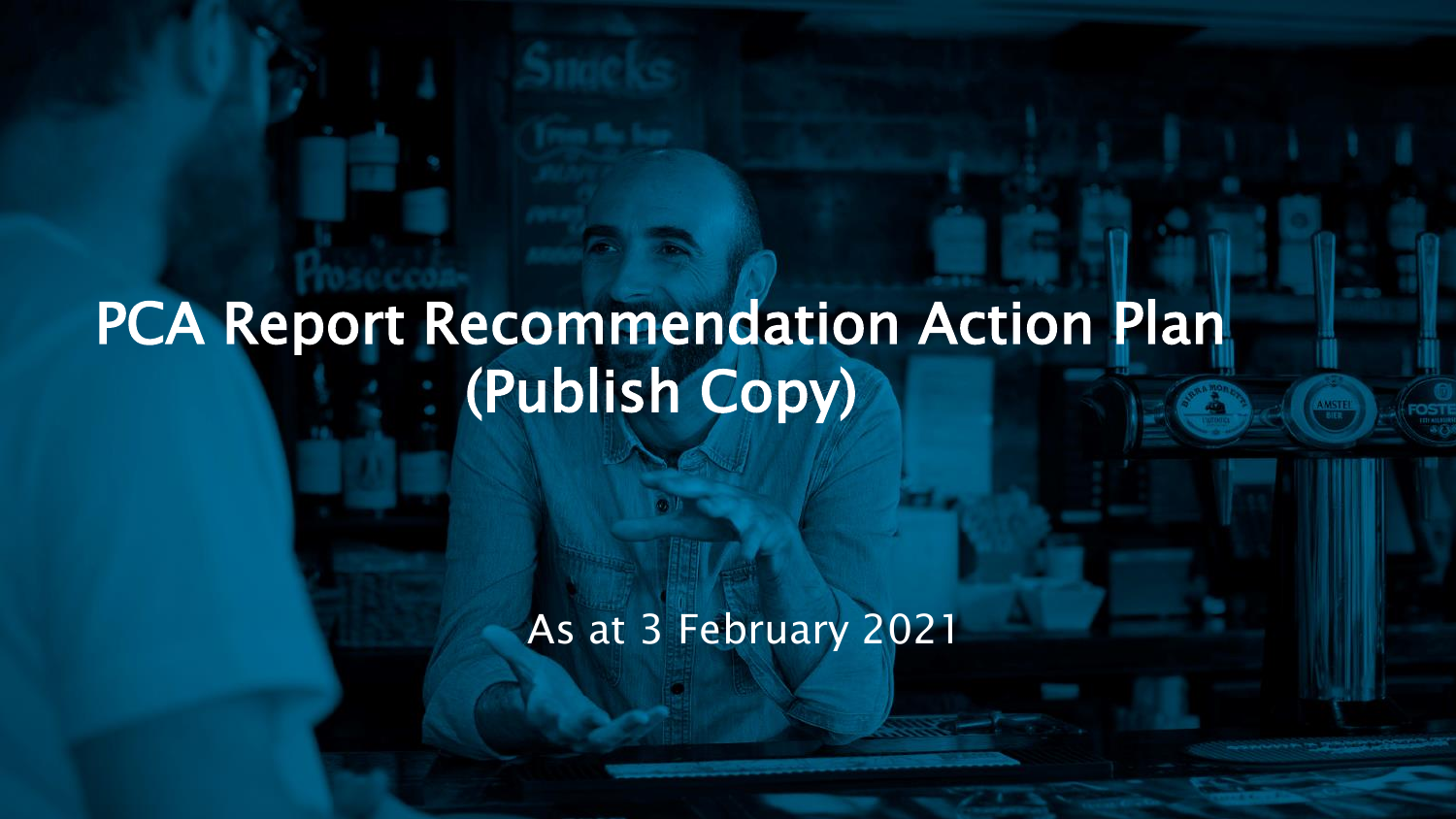# PCA Report Recommendation Action Plan (Publish Copy)

As at 3 February 2021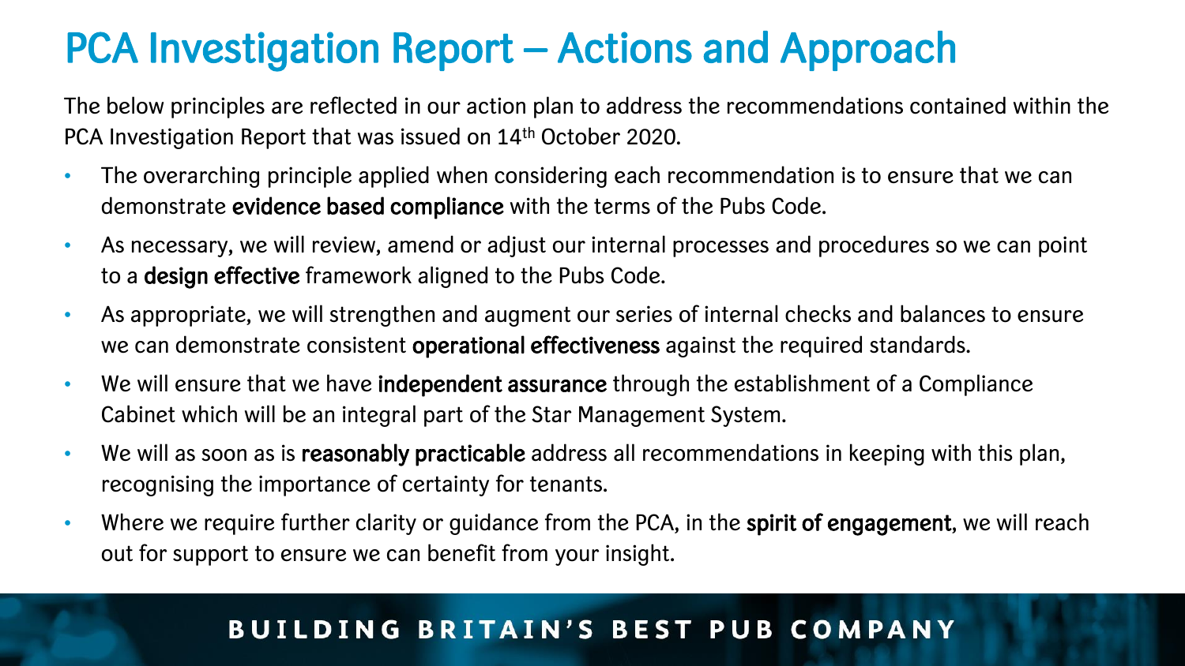# PCA Investigation Report – Actions and Approach

The below principles are reflected in our action plan to address the recommendations contained within the PCA Investigation Report that was issued on 14th October 2020.

- The overarching principle applied when considering each recommendation is to ensure that we can demonstrate **evidence based compliance** with the terms of the Pubs Code.
- As necessary, we will review, amend or adjust our internal processes and procedures so we can point to a **design effective** framework aligned to the Pubs Code.
- As appropriate, we will strengthen and augment our series of internal checks and balances to ensure we can demonstrate consistent **operational effectiveness** against the required standards.
- We will ensure that we have **independent assurance** through the establishment of a Compliance Cabinet which will be an integral part of the Star Management System.
- We will as soon as is **reasonably practicable** address all recommendations in keeping with this plan, recognising the importance of certainty for tenants.
- Where we require further clarity or guidance from the PCA, in the **spirit of engagement**, we will reach out for support to ensure we can benefit from your insight.

BUILDING BRITAIN'S BEST PUB COMPANY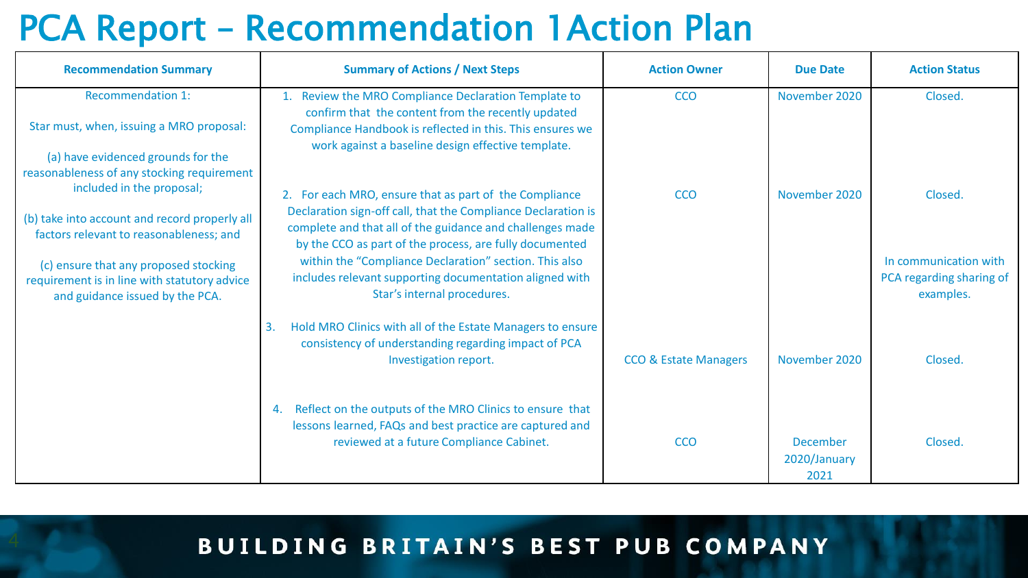# PCA Report – Recommendation 1 Action Plan

| Recommendation Summary | Summary of Actions / Next Steps | Action Owner | Due Date | Action Status |
|---|---|---|---|---|
| Recommendation 1:<br><br>Star must, when, issuing a MRO proposal:<br><br>(a) have evidenced grounds for the reasonableness of any stocking requirement included in the proposal;<br><br>(b) take into account and record properly all factors relevant to reasonableness; and<br><br>(c) ensure that any proposed stocking requirement is in line with statutory advice and guidance issued by the PCA. | 1. Review the MRO Compliance Declaration Template to confirm that the content from the recently updated Compliance Handbook is reflected in this. This ensures we work against a baseline design effective template. | CCO | November 2020 | Closed. |
| | 2. For each MRO, ensure that as part of the Compliance Declaration sign-off call, that the Compliance Declaration is complete and that all of the guidance and challenges made by the CCO as part of the process, are fully documented within the "Compliance Declaration" section. This also includes relevant supporting documentation aligned with Star's internal procedures. | CCO | November 2020 | Closed.<br><br>In communication with PCA regarding sharing of examples. |
| | 3. Hold MRO Clinics with all of the Estate Managers to ensure consistency of understanding regarding impact of PCA Investigation report. | CCO & Estate Managers | November 2020 | Closed. |
| | 4. Reflect on the outputs of the MRO Clinics to ensure that lessons learned, FAQs and best practice are captured and reviewed at a future Compliance Cabinet. | CCO | December 2020/January 2021 | Closed. |

BUILDING BRITAIN'S BEST PUB COMPANY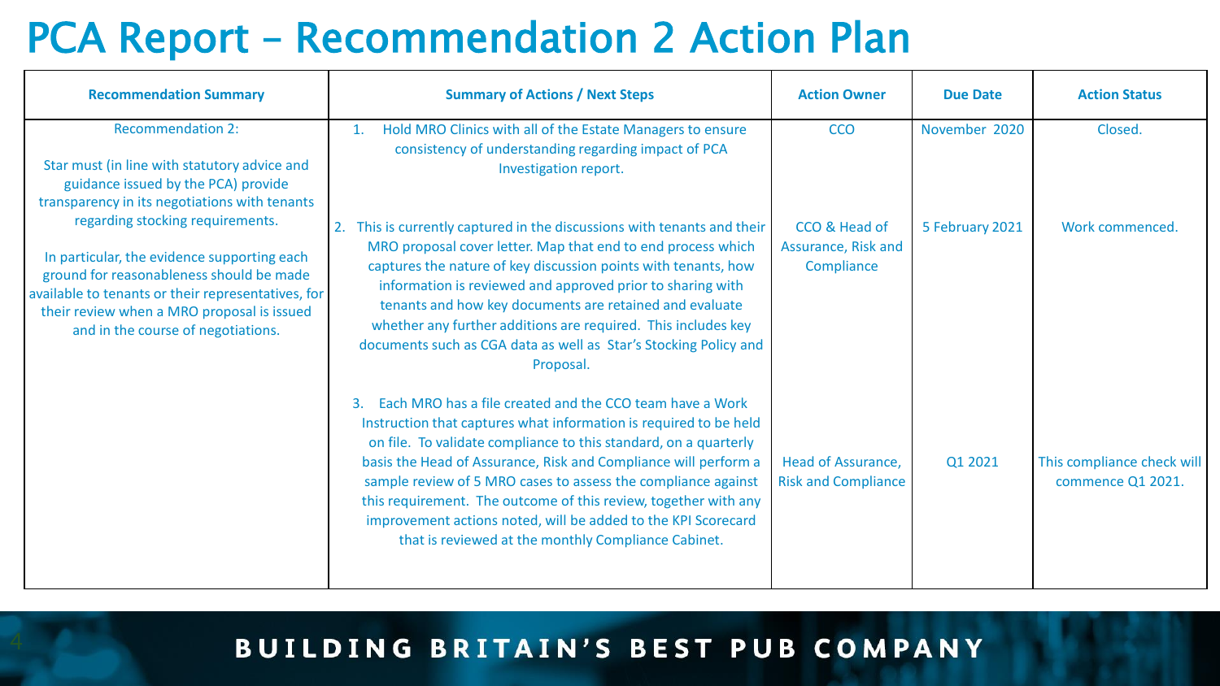# PCA Report – Recommendation 2 Action Plan

| Recommendation Summary | Summary of Actions / Next Steps | Action Owner | Due Date | Action Status |
|---|---|---|---|---|
| Recommendation 2:<br><br>Star must (in line with statutory advice and guidance issued by the PCA) provide transparency in its negotiations with tenants regarding stocking requirements.<br><br>In particular, the evidence supporting each ground for reasonableness should be made available to tenants or their representatives, for their review when a MRO proposal is issued and in the course of negotiations. | 1. Hold MRO Clinics with all of the Estate Managers to ensure consistency of understanding regarding impact of PCA Investigation report. | CCO | November 2020 | Closed. |
| | 2. This is currently captured in the discussions with tenants and their MRO proposal cover letter. Map that end to end process which captures the nature of key discussion points with tenants, how information is reviewed and approved prior to sharing with tenants and how key documents are retained and evaluate whether any further additions are required. This includes key documents such as CGA data as well as Star's Stocking Policy and Proposal. | CCO & Head of Assurance, Risk and Compliance | 5 February 2021 | Work commenced. |
| | 3. Each MRO has a file created and the CCO team have a Work Instruction that captures what information is required to be held on file. To validate compliance to this standard, on a quarterly basis the Head of Assurance, Risk and Compliance will perform a sample review of 5 MRO cases to assess the compliance against this requirement. The outcome of this review, together with any improvement actions noted, will be added to the KPI Scorecard that is reviewed at the monthly Compliance Cabinet. | Head of Assurance, Risk and Compliance | Q1 2021 | This compliance check will commence Q1 2021. |

BUILDING BRITAIN'S BEST PUB COMPANY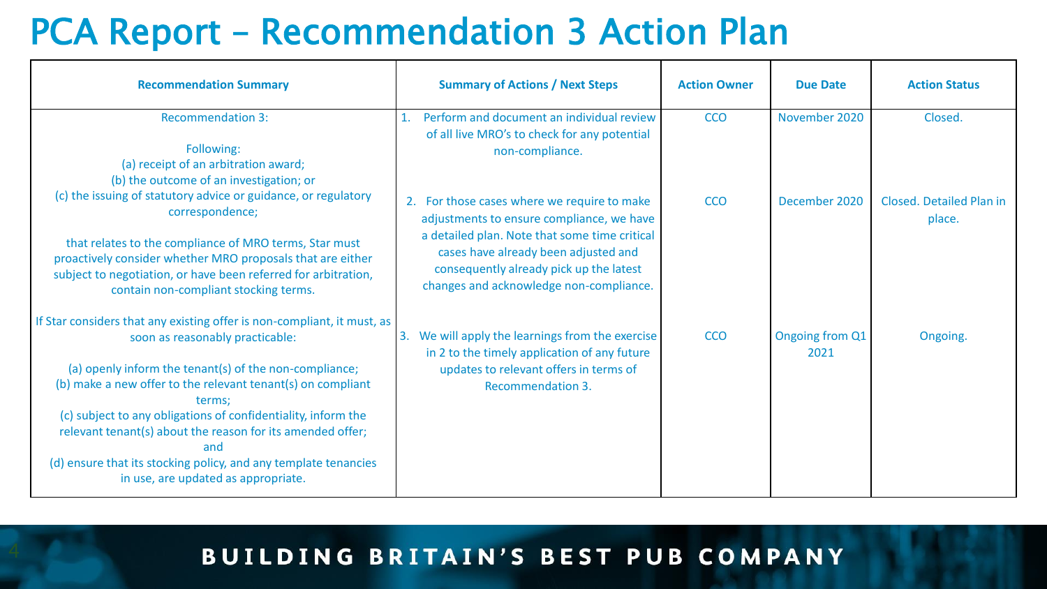# PCA Report – Recommendation 3 Action Plan

| Recommendation Summary | Summary of Actions / Next Steps | Action Owner | Due Date | Action Status |
|---|---|---|---|---|
| Recommendation 3:<br><br>Following:<br>(a) receipt of an arbitration award;<br>(b) the outcome of an investigation; or<br>(c) the issuing of statutory advice or guidance, or regulatory correspondence;<br><br>that relates to the compliance of MRO terms, Star must proactively consider whether MRO proposals that are either subject to negotiation, or have been referred for arbitration, contain non-compliant stocking terms.<br><br>If Star considers that any existing offer is non-compliant, it must, as soon as reasonably practicable:<br><br>(a) openly inform the tenant(s) of the non-compliance;<br>(b) make a new offer to the relevant tenant(s) on compliant terms;<br>(c) subject to any obligations of confidentiality, inform the relevant tenant(s) about the reason for its amended offer; and<br>(d) ensure that its stocking policy, and any template tenancies in use, are updated as appropriate. | 1. Perform and document an individual review of all live MRO's to check for any potential non-compliance. | CCO | November 2020 | Closed. |
| | 2. For those cases where we require to make adjustments to ensure compliance, we have a detailed plan. Note that some time critical cases have already been adjusted and consequently already pick up the latest changes and acknowledge non-compliance. | CCO | December 2020 | Closed. Detailed Plan in place. |
| | 3. We will apply the learnings from the exercise in 2 to the timely application of any future updates to relevant offers in terms of Recommendation 3. | CCO | Ongoing from Q1 2021 | Ongoing. |

BUILDING BRITAIN'S BEST PUB COMPANY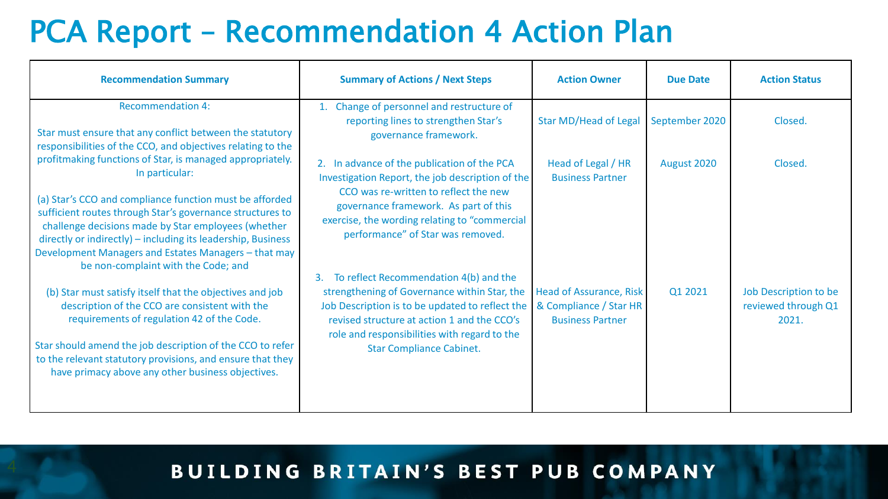# PCA Report – Recommendation 4 Action Plan

| Recommendation Summary | Summary of Actions / Next Steps | Action Owner | Due Date | Action Status |
| --- | --- | --- | --- | --- |
| Recommendation 4:<br><br>Star must ensure that any conflict between the statutory responsibilities of the CCO, and objectives relating to the profitmaking functions of Star, is managed appropriately. In particular:<br><br>(a) Star's CCO and compliance function must be afforded sufficient routes through Star's governance structures to challenge decisions made by Star employees (whether directly or indirectly) – including its leadership, Business Development Managers and Estates Managers – that may be non-complaint with the Code; and<br><br>(b) Star must satisfy itself that the objectives and job description of the CCO are consistent with the requirements of regulation 42 of the Code.<br><br>Star should amend the job description of the CCO to refer to the relevant statutory provisions, and ensure that they have primacy above any other business objectives. | 1. Change of personnel and restructure of reporting lines to strengthen Star's governance framework. | Star MD/Head of Legal | September 2020 | Closed. |
| | 2. In advance of the publication of the PCA Investigation Report, the job description of the CCO was re-written to reflect the new governance framework. As part of this exercise, the wording relating to "commercial performance" of Star was removed. | Head of Legal / HR Business Partner | August 2020 | Closed. |
| | 3. To reflect Recommendation 4(b) and the strengthening of Governance within Star, the Job Description is to be updated to reflect the revised structure at action 1 and the CCO's role and responsibilities with regard to the Star Compliance Cabinet. | Head of Assurance, Risk & Compliance / Star HR Business Partner | Q1 2021 | Job Description to be reviewed through Q1 2021. |

BUILDING BRITAIN'S BEST PUB COMPANY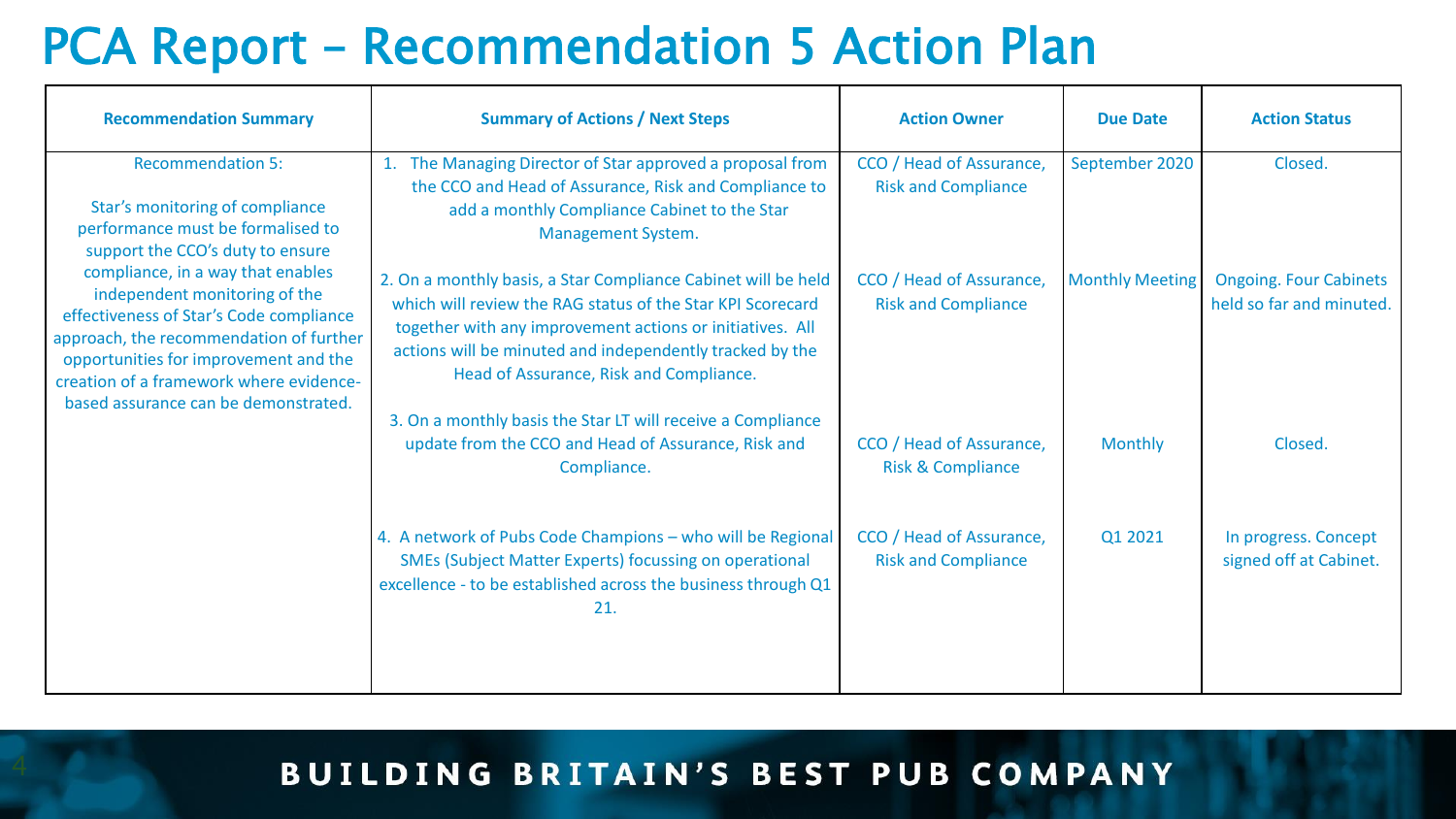# PCA Report – Recommendation 5 Action Plan

| Recommendation Summary | Summary of Actions / Next Steps | Action Owner | Due Date | Action Status |
|---|---|---|---|---|
| Recommendation 5:<br><br>Star's monitoring of compliance performance must be formalised to support the CCO's duty to ensure compliance, in a way that enables independent monitoring of the effectiveness of Star's Code compliance approach, the recommendation of further opportunities for improvement and the creation of a framework where evidence-based assurance can be demonstrated. | 1. The Managing Director of Star approved a proposal from the CCO and Head of Assurance, Risk and Compliance to add a monthly Compliance Cabinet to the Star Management System. | CCO / Head of Assurance, Risk and Compliance | September 2020 | Closed. |
| | 2. On a monthly basis, a Star Compliance Cabinet will be held which will review the RAG status of the Star KPI Scorecard together with any improvement actions or initiatives. All actions will be minuted and independently tracked by the Head of Assurance, Risk and Compliance. | CCO / Head of Assurance, Risk and Compliance | Monthly Meeting | Ongoing. Four Cabinets held so far and minuted. |
| | 3. On a monthly basis the Star LT will receive a Compliance update from the CCO and Head of Assurance, Risk and Compliance. | CCO / Head of Assurance, Risk & Compliance | Monthly | Closed. |
| | 4. A network of Pubs Code Champions – who will be Regional SMEs (Subject Matter Experts) focussing on operational excellence - to be established across the business through Q1 21. | CCO / Head of Assurance, Risk and Compliance | Q1 2021 | In progress. Concept signed off at Cabinet. |

**BUILDING BRITAIN'S BEST PUB COMPANY**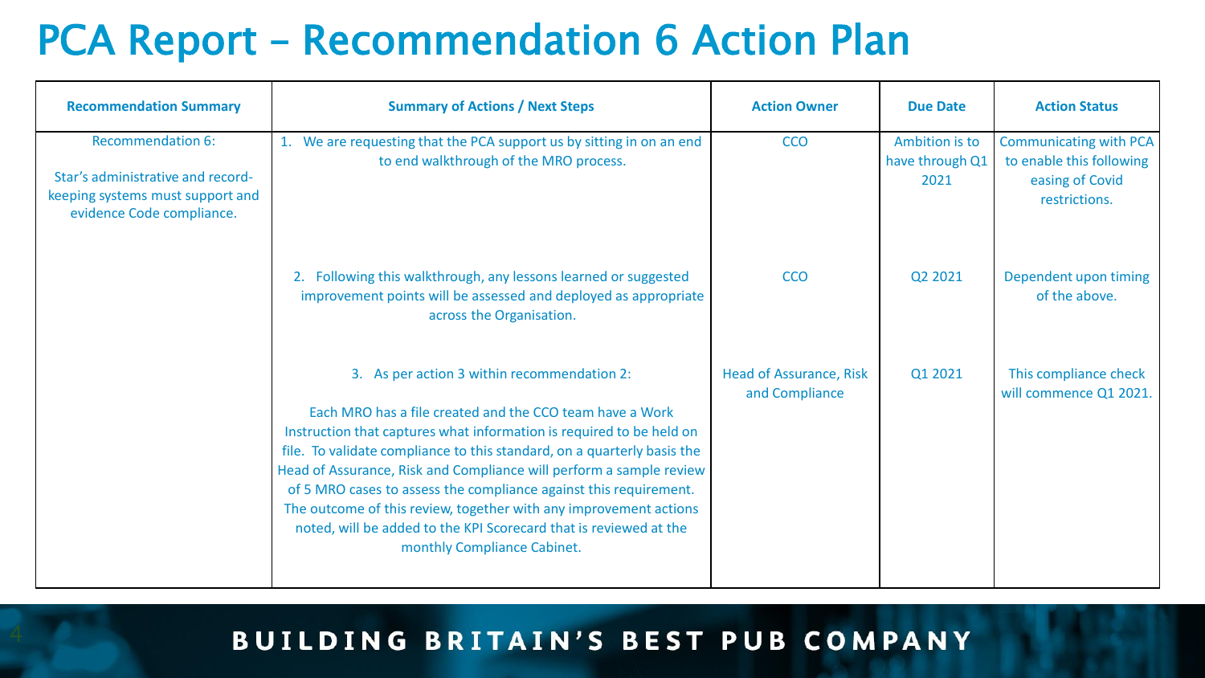# PCA Report – Recommendation 6 Action Plan

| Recommendation Summary | Summary of Actions / Next Steps | Action Owner | Due Date | Action Status |
|---|---|---|---|---|
| Recommendation 6:<br><br>Star's administrative and record-keeping systems must support and evidence Code compliance. | 1. We are requesting that the PCA support us by sitting in on an end to end walkthrough of the MRO process. | CCO | Ambition is to have through Q1 2021 | Communicating with PCA to enable this following easing of Covid restrictions. |
| | 2. Following this walkthrough, any lessons learned or suggested improvement points will be assessed and deployed as appropriate across the Organisation. | CCO | Q2 2021 | Dependent upon timing of the above. |
| | 3. As per action 3 within recommendation 2:<br><br>Each MRO has a file created and the CCO team have a Work Instruction that captures what information is required to be held on file. To validate compliance to this standard, on a quarterly basis the Head of Assurance, Risk and Compliance will perform a sample review of 5 MRO cases to assess the compliance against this requirement. The outcome of this review, together with any improvement actions noted, will be added to the KPI Scorecard that is reviewed at the monthly Compliance Cabinet. | Head of Assurance, Risk and Compliance | Q1 2021 | This compliance check will commence Q1 2021. |

BUILDING BRITAIN'S BEST PUB COMPANY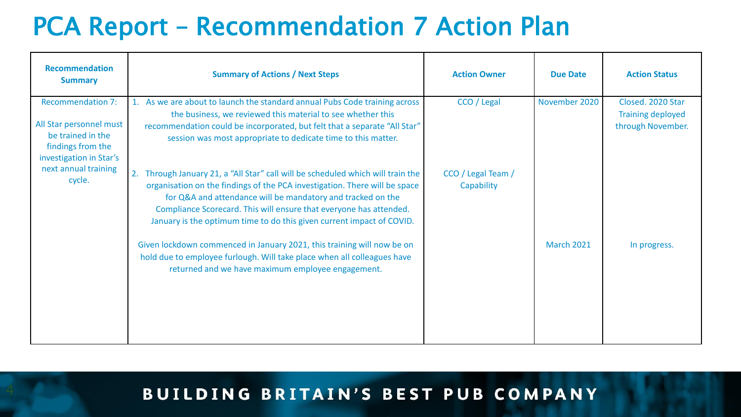# PCA Report – Recommendation 7 Action Plan

| Recommendation Summary | Summary of Actions / Next Steps | Action Owner | Due Date | Action Status |
|---|---|---|---|---|
| Recommendation 7:<br><br>All Star personnel must be trained in the findings from the investigation in Star's next annual training cycle. | 1. As we are about to launch the standard annual Pubs Code training across the business, we reviewed this material to see whether this recommendation could be incorporated, but felt that a separate "All Star" session was most appropriate to dedicate time to this matter. | CCO / Legal | November 2020 | Closed. 2020 Star Training deployed through November. |
| | 2. Through January 21, a "All Star" call will be scheduled which will train the organisation on the findings of the PCA investigation. There will be space for Q&A and attendance will be mandatory and tracked on the Compliance Scorecard. This will ensure that everyone has attended. January is the optimum time to do this given current impact of COVID.<br><br>Given lockdown commenced in January 2021, this training will now be on hold due to employee furlough. Will take place when all colleagues have returned and we have maximum employee engagement. | CCO / Legal Team / Capability | March 2021 | In progress. |

**BUILDING BRITAIN'S BEST PUB COMPANY**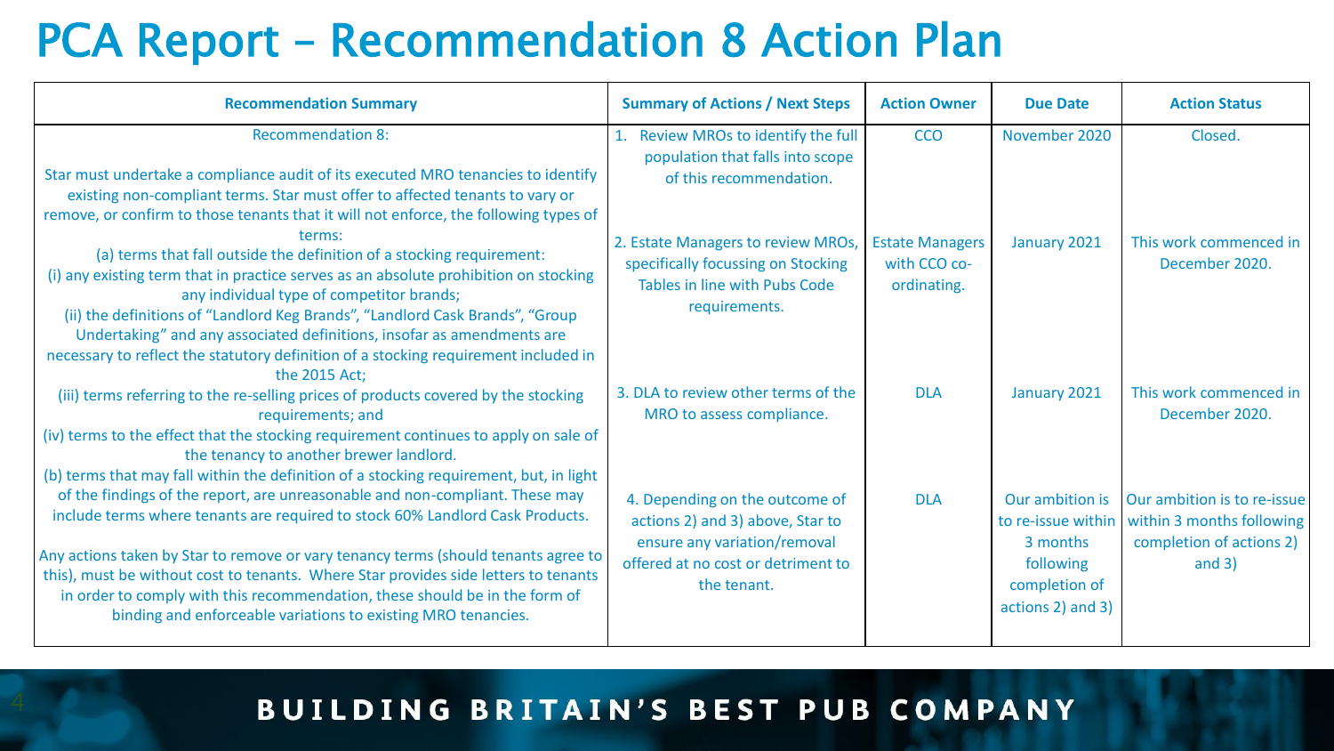# PCA Report – Recommendation 8 Action Plan

| Recommendation Summary | Summary of Actions / Next Steps | Action Owner | Due Date | Action Status |
|---|---|---|---|---|
| Recommendation 8:<br><br>Star must undertake a compliance audit of its executed MRO tenancies to identify existing non-compliant terms. Star must offer to affected tenants to vary or remove, or confirm to those tenants that it will not enforce, the following types of terms:<br>(a) terms that fall outside the definition of a stocking requirement:<br>(i) any existing term that in practice serves as an absolute prohibition on stocking any individual type of competitor brands;<br>(ii) the definitions of "Landlord Keg Brands", "Landlord Cask Brands", "Group Undertaking" and any associated definitions, insofar as amendments are necessary to reflect the statutory definition of a stocking requirement included in the 2015 Act;<br>(iii) terms referring to the re-selling prices of products covered by the stocking requirements; and<br>(iv) terms to the effect that the stocking requirement continues to apply on sale of the tenancy to another brewer landlord.<br>(b) terms that may fall within the definition of a stocking requirement, but, in light of the findings of the report, are unreasonable and non-compliant. These may include terms where tenants are required to stock 60% Landlord Cask Products.<br><br>Any actions taken by Star to remove or vary tenancy terms (should tenants agree to this), must be without cost to tenants. Where Star provides side letters to tenants in order to comply with this recommendation, these should be in the form of binding and enforceable variations to existing MRO tenancies. | 1. Review MROs to identify the full population that falls into scope of this recommendation. | CCO | November 2020 | Closed. |
| | 2. Estate Managers to review MROs, specifically focussing on Stocking Tables in line with Pubs Code requirements. | Estate Managers with CCO co-ordinating. | January 2021 | This work commenced in December 2020. |
| | 3. DLA to review other terms of the MRO to assess compliance. | DLA | January 2021 | This work commenced in December 2020. |
| | 4. Depending on the outcome of actions 2) and 3) above, Star to ensure any variation/removal offered at no cost or detriment to the tenant. | DLA | Our ambition is to re-issue within 3 months following completion of actions 2) and 3) | Our ambition is to re-issue within 3 months following completion of actions 2) and 3) |

**BUILDING BRITAIN'S BEST PUB COMPANY**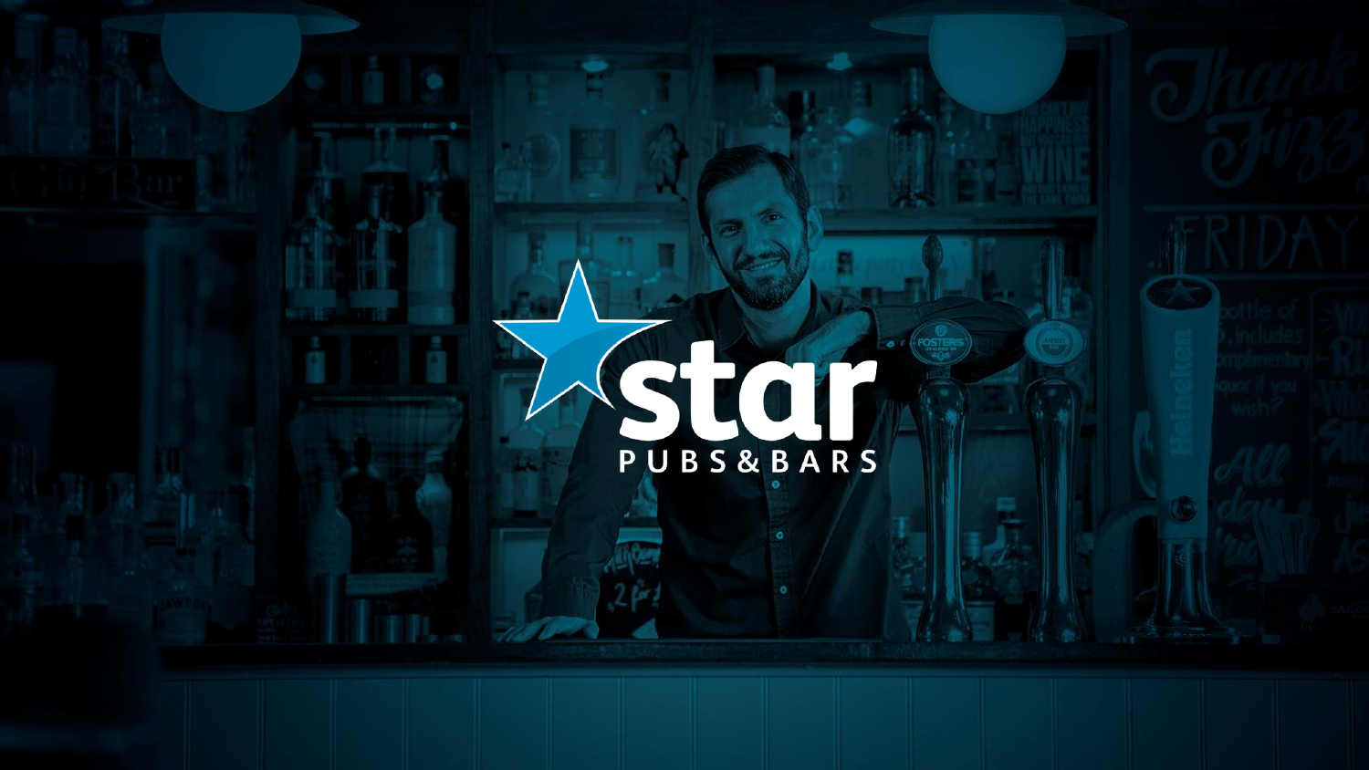star

PUBS&BARS